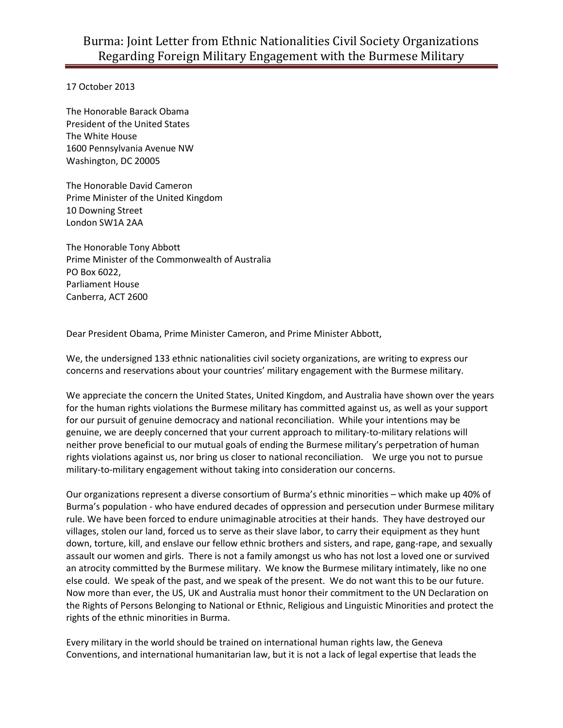# Burma: Joint Letter from Ethnic Nationalities Civil Society Organizations Regarding Foreign Military Engagement with the Burmese Military

17 October 2013

The Honorable Barack Obama
President of the United States
The White House
1600 Pennsylvania Avenue NW
Washington, DC 20005

The Honorable David Cameron
Prime Minister of the United Kingdom
10 Downing Street
London SW1A 2AA

The Honorable Tony Abbott
Prime Minister of the Commonwealth of Australia
PO Box 6022,
Parliament House
Canberra, ACT 2600

Dear President Obama, Prime Minister Cameron, and Prime Minister Abbott,

We, the undersigned 133 ethnic nationalities civil society organizations, are writing to express our concerns and reservations about your countries' military engagement with the Burmese military.

We appreciate the concern the United States, United Kingdom, and Australia have shown over the years for the human rights violations the Burmese military has committed against us, as well as your support for our pursuit of genuine democracy and national reconciliation. While your intentions may be genuine, we are deeply concerned that your current approach to military-to-military relations will neither prove beneficial to our mutual goals of ending the Burmese military's perpetration of human rights violations against us, nor bring us closer to national reconciliation. We urge you not to pursue military-to-military engagement without taking into consideration our concerns.

Our organizations represent a diverse consortium of Burma's ethnic minorities – which make up 40% of Burma's population - who have endured decades of oppression and persecution under Burmese military rule. We have been forced to endure unimaginable atrocities at their hands. They have destroyed our villages, stolen our land, forced us to serve as their slave labor, to carry their equipment as they hunt down, torture, kill, and enslave our fellow ethnic brothers and sisters, and rape, gang-rape, and sexually assault our women and girls. There is not a family amongst us who has not lost a loved one or survived an atrocity committed by the Burmese military. We know the Burmese military intimately, like no one else could. We speak of the past, and we speak of the present. We do not want this to be our future. Now more than ever, the US, UK and Australia must honor their commitment to the UN Declaration on the Rights of Persons Belonging to National or Ethnic, Religious and Linguistic Minorities and protect the rights of the ethnic minorities in Burma.

Every military in the world should be trained on international human rights law, the Geneva Conventions, and international humanitarian law, but it is not a lack of legal expertise that leads the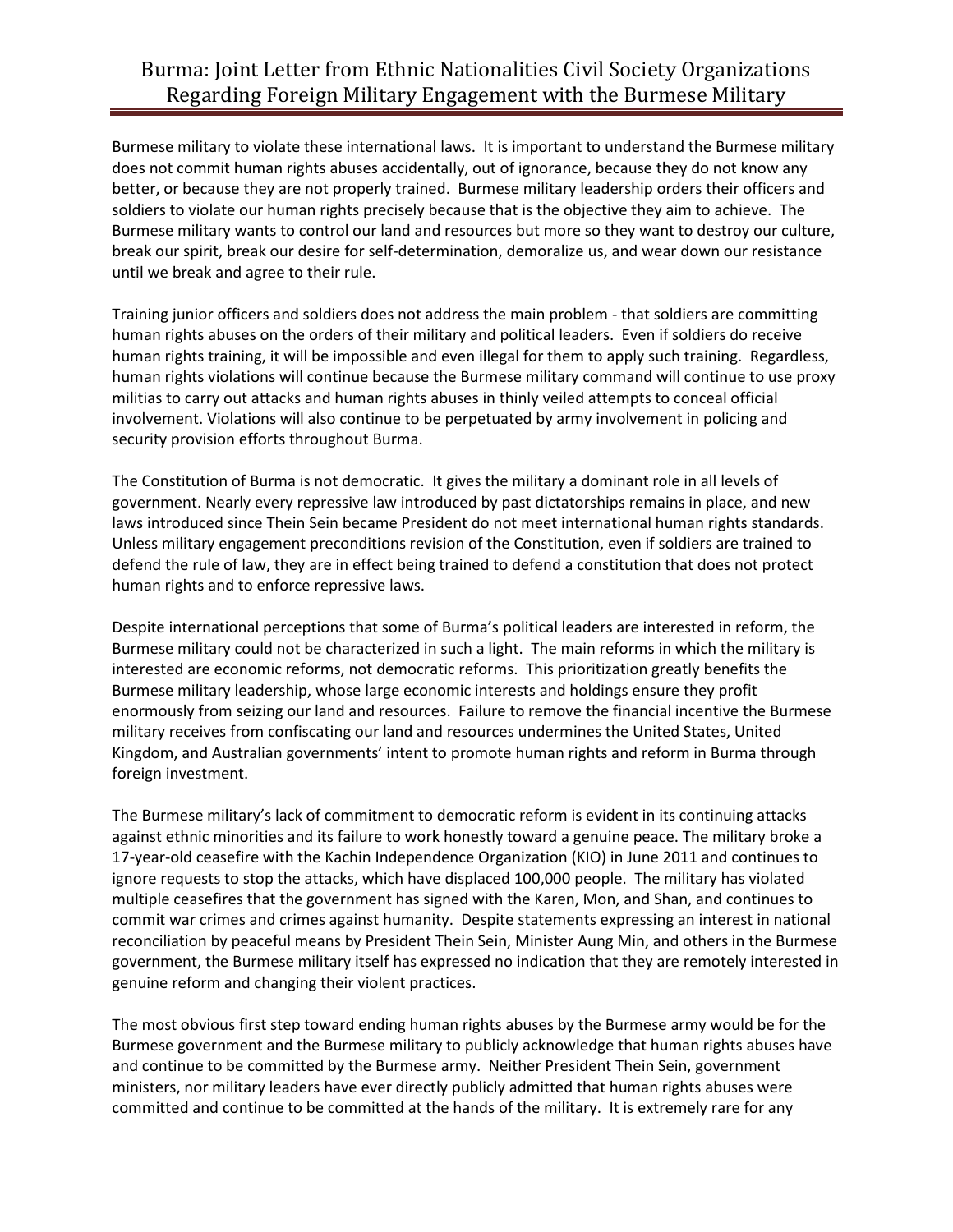Burmese military to violate these international laws. It is important to understand the Burmese military does not commit human rights abuses accidentally, out of ignorance, because they do not know any better, or because they are not properly trained. Burmese military leadership orders their officers and soldiers to violate our human rights precisely because that is the objective they aim to achieve. The Burmese military wants to control our land and resources but more so they want to destroy our culture, break our spirit, break our desire for self-determination, demoralize us, and wear down our resistance until we break and agree to their rule.

Training junior officers and soldiers does not address the main problem - that soldiers are committing human rights abuses on the orders of their military and political leaders. Even if soldiers do receive human rights training, it will be impossible and even illegal for them to apply such training. Regardless, human rights violations will continue because the Burmese military command will continue to use proxy militias to carry out attacks and human rights abuses in thinly veiled attempts to conceal official involvement. Violations will also continue to be perpetuated by army involvement in policing and security provision efforts throughout Burma.

The Constitution of Burma is not democratic. It gives the military a dominant role in all levels of government. Nearly every repressive law introduced by past dictatorships remains in place, and new laws introduced since Thein Sein became President do not meet international human rights standards. Unless military engagement preconditions revision of the Constitution, even if soldiers are trained to defend the rule of law, they are in effect being trained to defend a constitution that does not protect human rights and to enforce repressive laws.

Despite international perceptions that some of Burma's political leaders are interested in reform, the Burmese military could not be characterized in such a light. The main reforms in which the military is interested are economic reforms, not democratic reforms. This prioritization greatly benefits the Burmese military leadership, whose large economic interests and holdings ensure they profit enormously from seizing our land and resources. Failure to remove the financial incentive the Burmese military receives from confiscating our land and resources undermines the United States, United Kingdom, and Australian governments' intent to promote human rights and reform in Burma through foreign investment.

The Burmese military's lack of commitment to democratic reform is evident in its continuing attacks against ethnic minorities and its failure to work honestly toward a genuine peace. The military broke a 17-year-old ceasefire with the Kachin Independence Organization (KIO) in June 2011 and continues to ignore requests to stop the attacks, which have displaced 100,000 people. The military has violated multiple ceasefires that the government has signed with the Karen, Mon, and Shan, and continues to commit war crimes and crimes against humanity. Despite statements expressing an interest in national reconciliation by peaceful means by President Thein Sein, Minister Aung Min, and others in the Burmese government, the Burmese military itself has expressed no indication that they are remotely interested in genuine reform and changing their violent practices.

The most obvious first step toward ending human rights abuses by the Burmese army would be for the Burmese government and the Burmese military to publicly acknowledge that human rights abuses have and continue to be committed by the Burmese army. Neither President Thein Sein, government ministers, nor military leaders have ever directly publicly admitted that human rights abuses were committed and continue to be committed at the hands of the military. It is extremely rare for any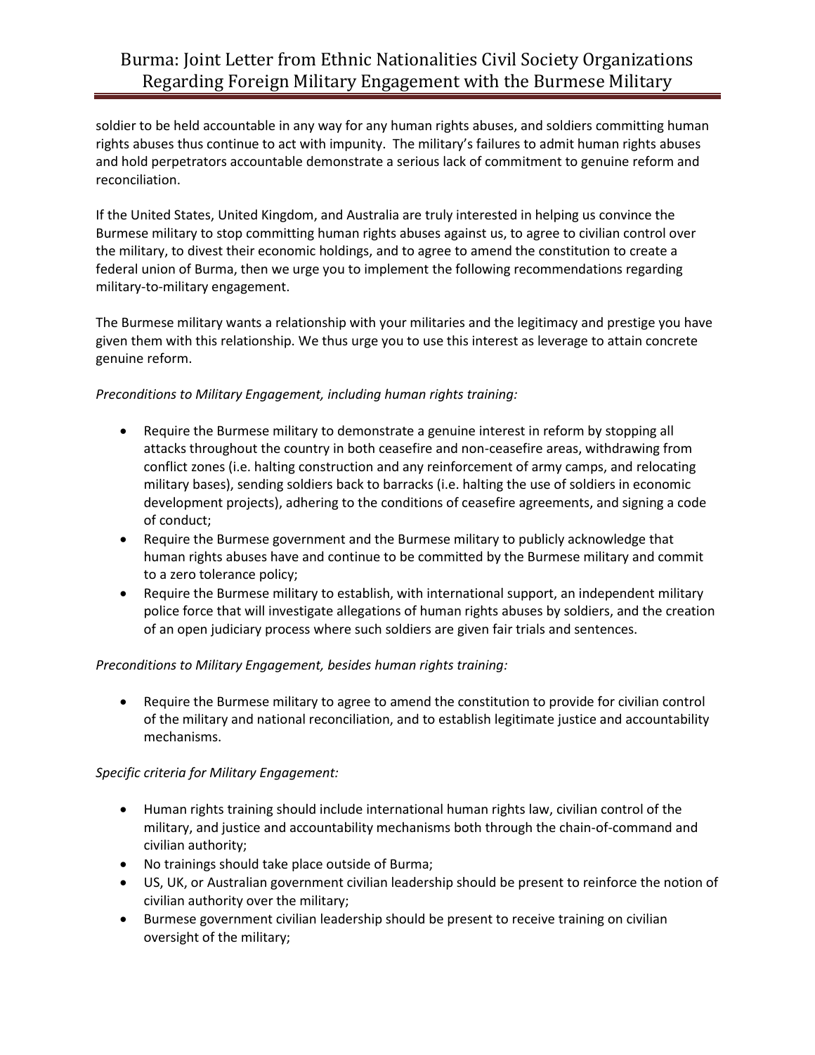soldier to be held accountable in any way for any human rights abuses, and soldiers committing human rights abuses thus continue to act with impunity. The military's failures to admit human rights abuses and hold perpetrators accountable demonstrate a serious lack of commitment to genuine reform and reconciliation.

If the United States, United Kingdom, and Australia are truly interested in helping us convince the Burmese military to stop committing human rights abuses against us, to agree to civilian control over the military, to divest their economic holdings, and to agree to amend the constitution to create a federal union of Burma, then we urge you to implement the following recommendations regarding military-to-military engagement.

The Burmese military wants a relationship with your militaries and the legitimacy and prestige you have given them with this relationship. We thus urge you to use this interest as leverage to attain concrete genuine reform.

*Preconditions to Military Engagement, including human rights training:*

- Require the Burmese military to demonstrate a genuine interest in reform by stopping all attacks throughout the country in both ceasefire and non-ceasefire areas, withdrawing from conflict zones (i.e. halting construction and any reinforcement of army camps, and relocating military bases), sending soldiers back to barracks (i.e. halting the use of soldiers in economic development projects), adhering to the conditions of ceasefire agreements, and signing a code of conduct;
- Require the Burmese government and the Burmese military to publicly acknowledge that human rights abuses have and continue to be committed by the Burmese military and commit to a zero tolerance policy;
- Require the Burmese military to establish, with international support, an independent military police force that will investigate allegations of human rights abuses by soldiers, and the creation of an open judiciary process where such soldiers are given fair trials and sentences.

*Preconditions to Military Engagement, besides human rights training:*

- Require the Burmese military to agree to amend the constitution to provide for civilian control of the military and national reconciliation, and to establish legitimate justice and accountability mechanisms.

*Specific criteria for Military Engagement:*

- Human rights training should include international human rights law, civilian control of the military, and justice and accountability mechanisms both through the chain-of-command and civilian authority;
- No trainings should take place outside of Burma;
- US, UK, or Australian government civilian leadership should be present to reinforce the notion of civilian authority over the military;
- Burmese government civilian leadership should be present to receive training on civilian oversight of the military;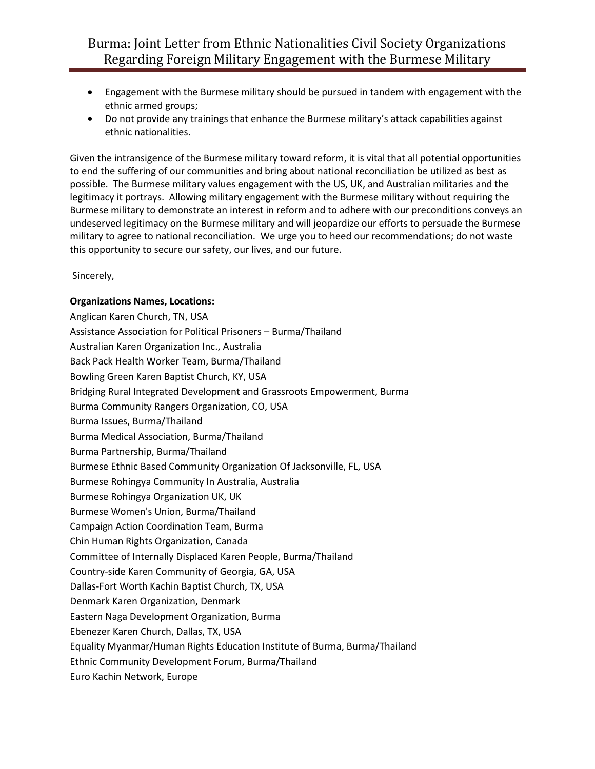- Engagement with the Burmese military should be pursued in tandem with engagement with the ethnic armed groups;
- Do not provide any trainings that enhance the Burmese military's attack capabilities against ethnic nationalities.

Given the intransigence of the Burmese military toward reform, it is vital that all potential opportunities to end the suffering of our communities and bring about national reconciliation be utilized as best as possible. The Burmese military values engagement with the US, UK, and Australian militaries and the legitimacy it portrays. Allowing military engagement with the Burmese military without requiring the Burmese military to demonstrate an interest in reform and to adhere with our preconditions conveys an undeserved legitimacy on the Burmese military and will jeopardize our efforts to persuade the Burmese military to agree to national reconciliation. We urge you to heed our recommendations; do not waste this opportunity to secure our safety, our lives, and our future.

Sincerely,

**Organizations Names, Locations:**

Anglican Karen Church, TN, USA
Assistance Association for Political Prisoners – Burma/Thailand
Australian Karen Organization Inc., Australia
Back Pack Health Worker Team, Burma/Thailand
Bowling Green Karen Baptist Church, KY, USA
Bridging Rural Integrated Development and Grassroots Empowerment, Burma
Burma Community Rangers Organization, CO, USA
Burma Issues, Burma/Thailand
Burma Medical Association, Burma/Thailand
Burma Partnership, Burma/Thailand
Burmese Ethnic Based Community Organization Of Jacksonville, FL, USA
Burmese Rohingya Community In Australia, Australia
Burmese Rohingya Organization UK, UK
Burmese Women's Union, Burma/Thailand
Campaign Action Coordination Team, Burma
Chin Human Rights Organization, Canada
Committee of Internally Displaced Karen People, Burma/Thailand
Country-side Karen Community of Georgia, GA, USA
Dallas-Fort Worth Kachin Baptist Church, TX, USA
Denmark Karen Organization, Denmark
Eastern Naga Development Organization, Burma
Ebenezer Karen Church, Dallas, TX, USA
Equality Myanmar/Human Rights Education Institute of Burma, Burma/Thailand
Ethnic Community Development Forum, Burma/Thailand
Euro Kachin Network, Europe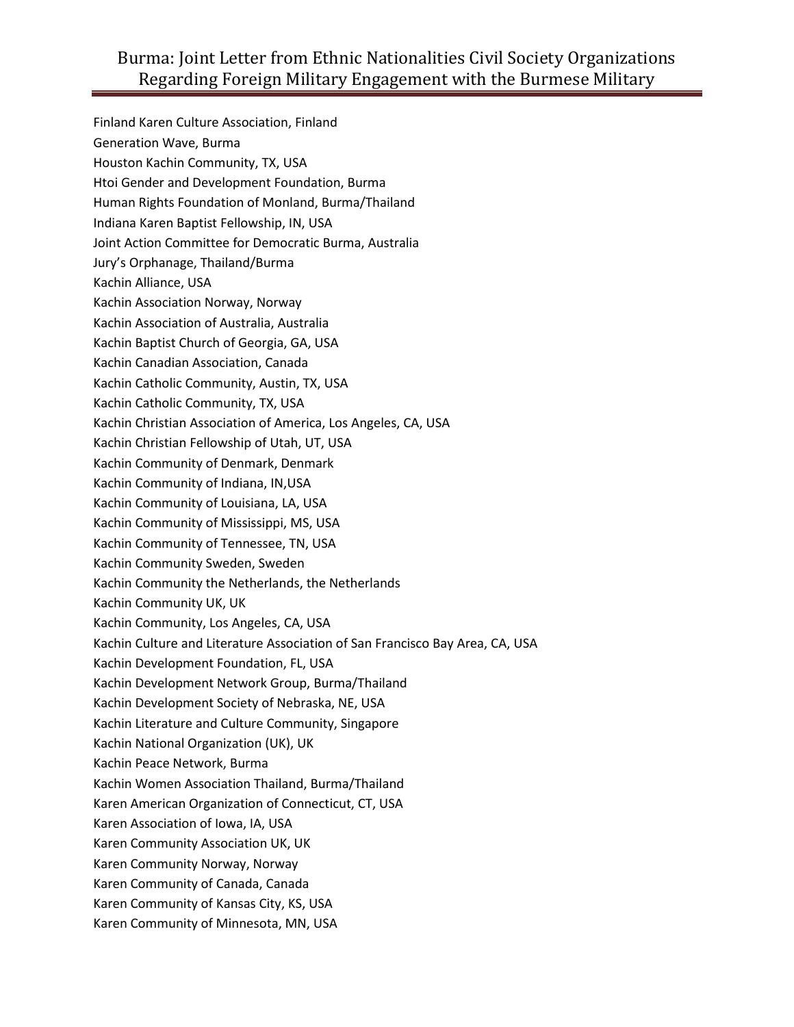Finland Karen Culture Association, Finland
Generation Wave, Burma
Houston Kachin Community, TX, USA
Htoi Gender and Development Foundation, Burma
Human Rights Foundation of Monland, Burma/Thailand
Indiana Karen Baptist Fellowship, IN, USA
Joint Action Committee for Democratic Burma, Australia
Jury's Orphanage, Thailand/Burma
Kachin Alliance, USA
Kachin Association Norway, Norway
Kachin Association of Australia, Australia
Kachin Baptist Church of Georgia, GA, USA
Kachin Canadian Association, Canada
Kachin Catholic Community, Austin, TX, USA
Kachin Catholic Community, TX, USA
Kachin Christian Association of America, Los Angeles, CA, USA
Kachin Christian Fellowship of Utah, UT, USA
Kachin Community of Denmark, Denmark
Kachin Community of Indiana, IN,USA
Kachin Community of Louisiana, LA, USA
Kachin Community of Mississippi, MS, USA
Kachin Community of Tennessee, TN, USA
Kachin Community Sweden, Sweden
Kachin Community the Netherlands, the Netherlands
Kachin Community UK, UK
Kachin Community, Los Angeles, CA, USA
Kachin Culture and Literature Association of San Francisco Bay Area, CA, USA
Kachin Development Foundation, FL, USA
Kachin Development Network Group, Burma/Thailand
Kachin Development Society of Nebraska, NE, USA
Kachin Literature and Culture Community, Singapore
Kachin National Organization (UK), UK
Kachin Peace Network, Burma
Kachin Women Association Thailand, Burma/Thailand
Karen American Organization of Connecticut, CT, USA
Karen Association of Iowa, IA, USA
Karen Community Association UK, UK
Karen Community Norway, Norway
Karen Community of Canada, Canada
Karen Community of Kansas City, KS, USA
Karen Community of Minnesota, MN, USA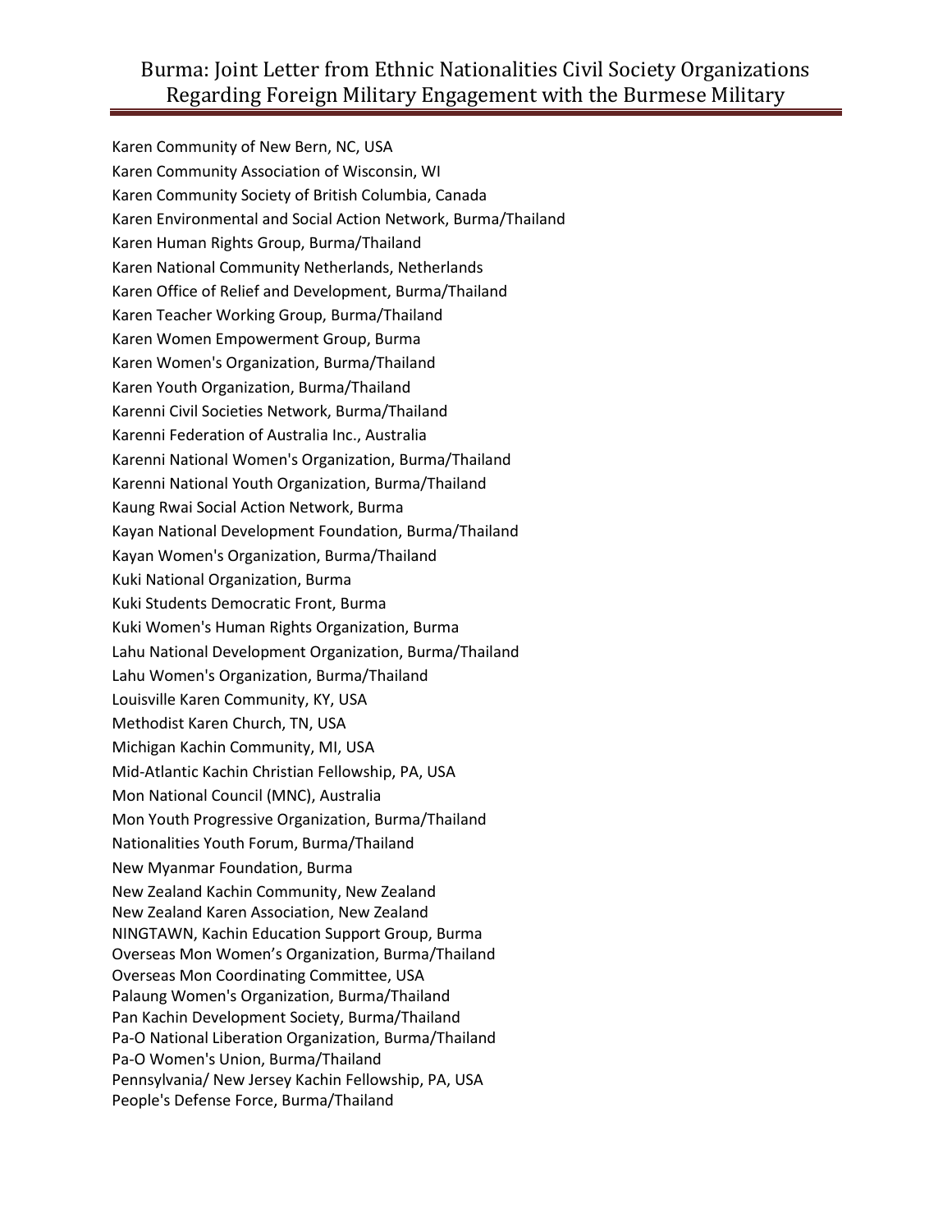Karen Community of New Bern, NC, USA
Karen Community Association of Wisconsin, WI
Karen Community Society of British Columbia, Canada
Karen Environmental and Social Action Network, Burma/Thailand
Karen Human Rights Group, Burma/Thailand
Karen National Community Netherlands, Netherlands
Karen Office of Relief and Development, Burma/Thailand
Karen Teacher Working Group, Burma/Thailand
Karen Women Empowerment Group, Burma
Karen Women's Organization, Burma/Thailand
Karen Youth Organization, Burma/Thailand
Karenni Civil Societies Network, Burma/Thailand
Karenni Federation of Australia Inc., Australia
Karenni National Women's Organization, Burma/Thailand
Karenni National Youth Organization, Burma/Thailand
Kaung Rwai Social Action Network, Burma
Kayan National Development Foundation, Burma/Thailand
Kayan Women's Organization, Burma/Thailand
Kuki National Organization, Burma
Kuki Students Democratic Front, Burma
Kuki Women's Human Rights Organization, Burma
Lahu National Development Organization, Burma/Thailand
Lahu Women's Organization, Burma/Thailand
Louisville Karen Community, KY, USA
Methodist Karen Church, TN, USA
Michigan Kachin Community, MI, USA
Mid-Atlantic Kachin Christian Fellowship, PA, USA
Mon National Council (MNC), Australia
Mon Youth Progressive Organization, Burma/Thailand
Nationalities Youth Forum, Burma/Thailand
New Myanmar Foundation, Burma
New Zealand Kachin Community, New Zealand
New Zealand Karen Association, New Zealand
NINGTAWN, Kachin Education Support Group, Burma
Overseas Mon Women's Organization, Burma/Thailand
Overseas Mon Coordinating Committee, USA
Palaung Women's Organization, Burma/Thailand
Pan Kachin Development Society, Burma/Thailand
Pa-O National Liberation Organization, Burma/Thailand
Pa-O Women's Union, Burma/Thailand
Pennsylvania/ New Jersey Kachin Fellowship, PA, USA
People's Defense Force, Burma/Thailand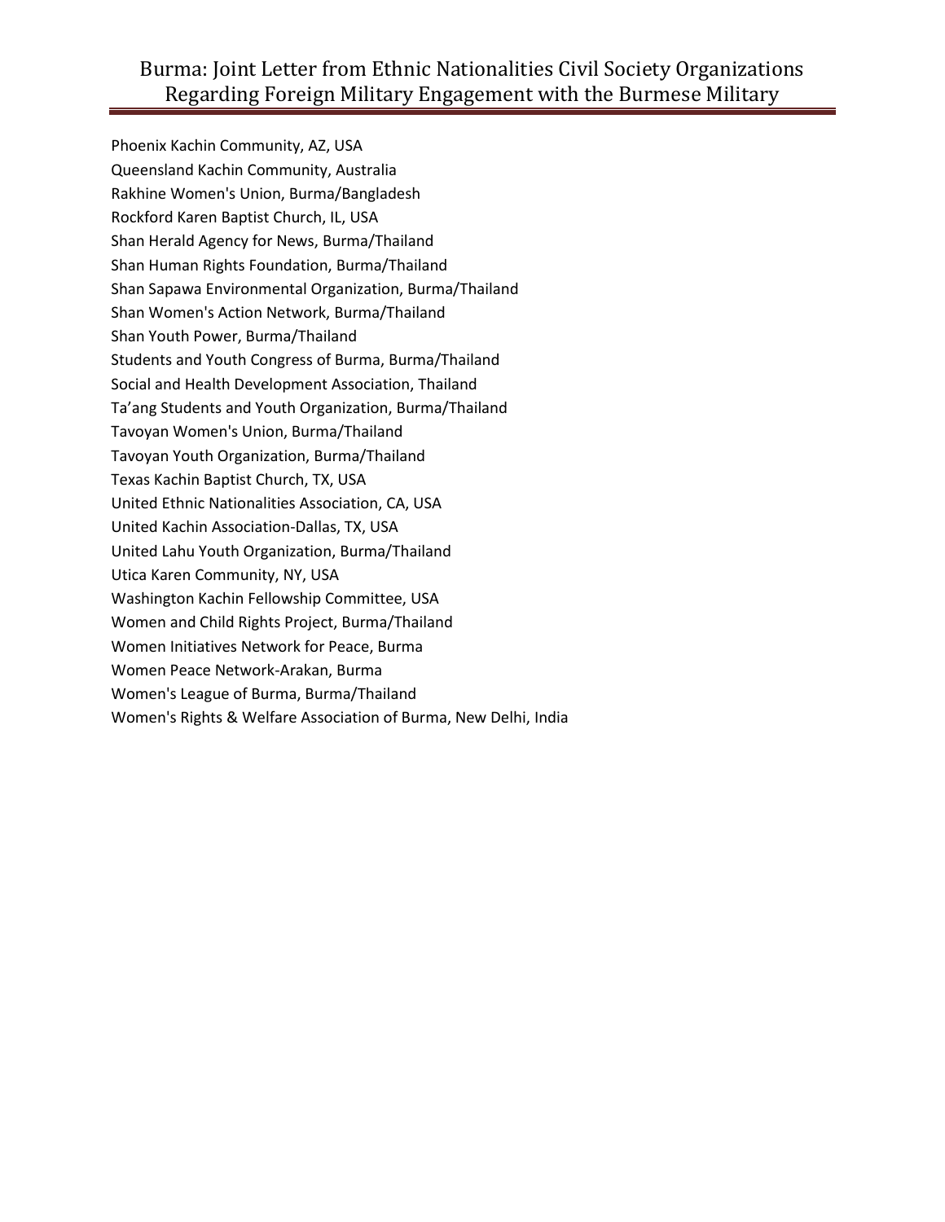Phoenix Kachin Community, AZ, USA
Queensland Kachin Community, Australia
Rakhine Women's Union, Burma/Bangladesh
Rockford Karen Baptist Church, IL, USA
Shan Herald Agency for News, Burma/Thailand
Shan Human Rights Foundation, Burma/Thailand
Shan Sapawa Environmental Organization, Burma/Thailand
Shan Women's Action Network, Burma/Thailand
Shan Youth Power, Burma/Thailand
Students and Youth Congress of Burma, Burma/Thailand
Social and Health Development Association, Thailand
Ta'ang Students and Youth Organization, Burma/Thailand
Tavoyan Women's Union, Burma/Thailand
Tavoyan Youth Organization, Burma/Thailand
Texas Kachin Baptist Church, TX, USA
United Ethnic Nationalities Association, CA, USA
United Kachin Association-Dallas, TX, USA
United Lahu Youth Organization, Burma/Thailand
Utica Karen Community, NY, USA
Washington Kachin Fellowship Committee, USA
Women and Child Rights Project, Burma/Thailand
Women Initiatives Network for Peace, Burma
Women Peace Network-Arakan, Burma
Women's League of Burma, Burma/Thailand
Women's Rights & Welfare Association of Burma, New Delhi, India